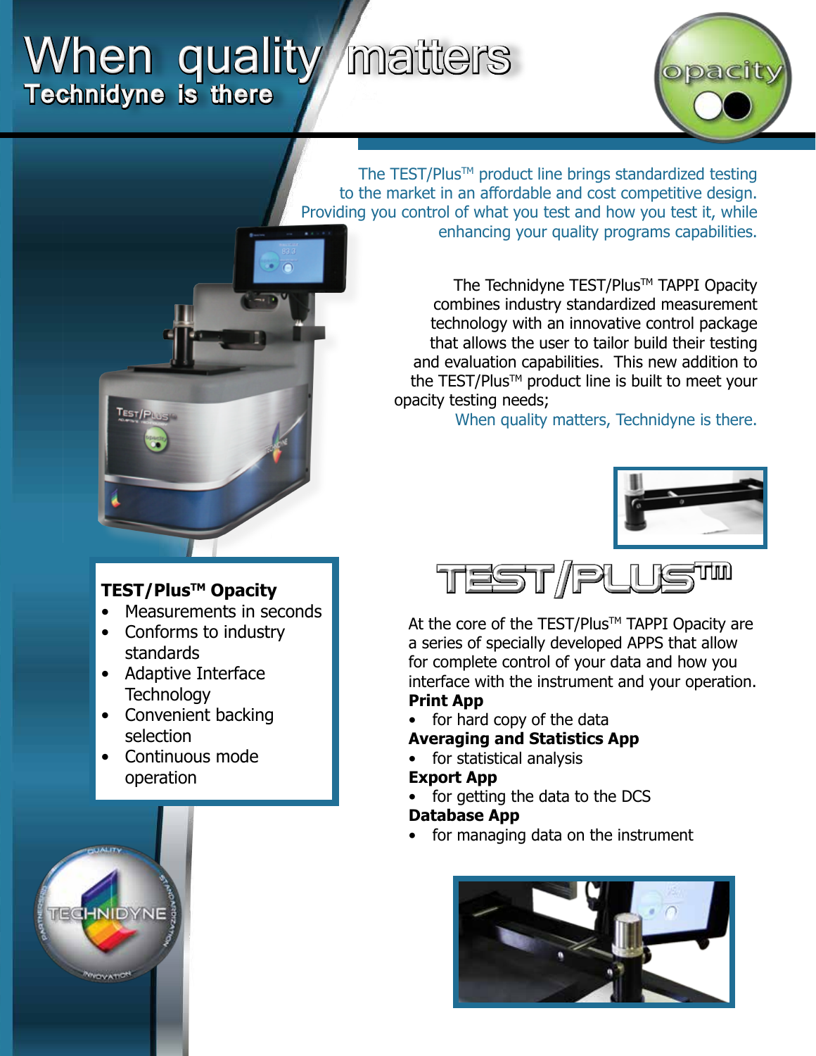# When quality matters

## Technidyne is there

opacity

The TEST/Plus™ product line brings standardized testing to the market in an affordable and cost competitive design. Providing you control of what you test and how you test it, while enhancing your quality programs capabilities.

The Technidyne TEST/Plus™ TAPPI Opacity combines industry standardized measurement technology with an innovative control package that allows the user to tailor build their testing and evaluation capabilities. This new addition to the TEST/Plus™ product line is built to meet your opacity testing needs;

When quality matters, Technidyne is there.

**TEST/Plus™ Opacity**

- Measurements in seconds
- Conforms to industry standards
- Adaptive Interface Technology
- Convenient backing selection
- Continuous mode operation

## TEST/PLUS™

At the core of the TEST/Plus™ TAPPI Opacity are a series of specially developed APPS that allow for complete control of your data and how you interface with the instrument and your operation.

**Print App**
- for hard copy of the data

**Averaging and Statistics App**
- for statistical analysis

**Export App**
- for getting the data to the DCS

**Database App**
- for managing data on the instrument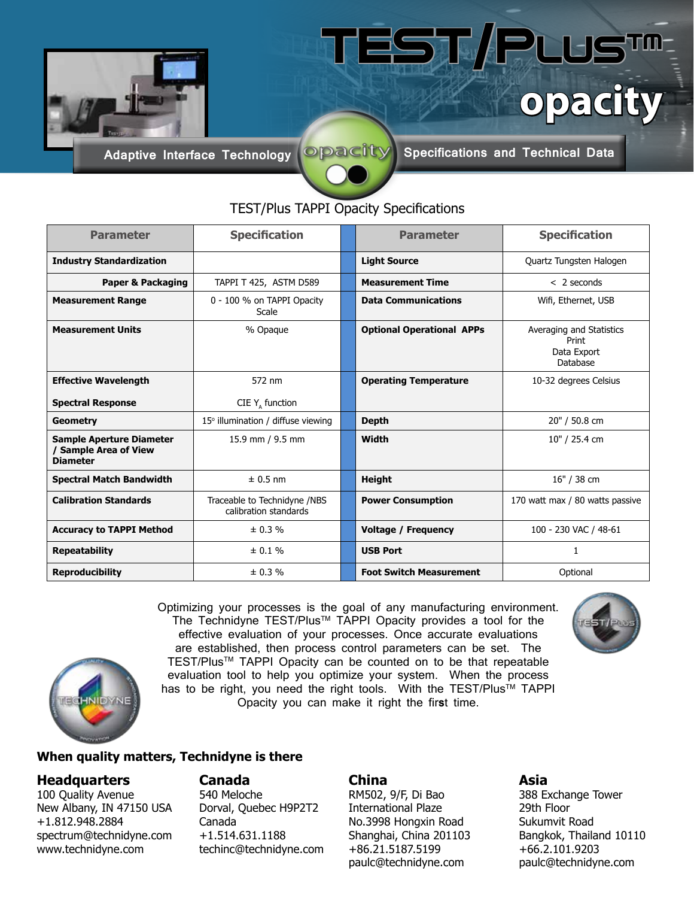# TEST/Plus™ opacity

Adaptive Interface Technology

Specifications and Technical Data

## TEST/Plus TAPPI Opacity Specifications

| Parameter | Specification | Parameter | Specification |
| --- | --- | --- | --- |
| **Industry Standardization** | | **Light Source** | Quartz Tungsten Halogen |
| **Paper & Packaging** | TAPPI T 425, ASTM D589 | **Measurement Time** | < 2 seconds |
| **Measurement Range** | 0 - 100 % on TAPPI Opacity Scale | **Data Communications** | Wifi, Ethernet, USB |
| **Measurement Units** | % Opaque | **Optional Operational APPs** | Averaging and Statistics<br>Print<br>Data Export<br>Database |
| **Effective Wavelength**<br><br>**Spectral Response** | 572 nm<br><br>CIE $Y_A$ function | **Operating Temperature** | 10-32 degrees Celsius |
| **Geometry** | 15° illumination / diffuse viewing | **Depth** | 20" / 50.8 cm |
| **Sample Aperture Diameter / Sample Area of View Diameter** | 15.9 mm / 9.5 mm | **Width** | 10" / 25.4 cm |
| **Spectral Match Bandwidth** | ± 0.5 nm | **Height** | 16" / 38 cm |
| **Calibration Standards** | Traceable to Technidyne /NBS calibration standards | **Power Consumption** | 170 watt max / 80 watts passive |
| **Accuracy to TAPPI Method** | ± 0.3 % | **Voltage / Frequency** | 100 - 230 VAC / 48-61 |
| **Repeatability** | ± 0.1 % | **USB Port** | 1 |
| **Reproducibility** | ± 0.3 % | **Foot Switch Measurement** | Optional |

Optimizing your processes is the goal of any manufacturing environment. The Technidyne TEST/Plus™ TAPPI Opacity provides a tool for the effective evaluation of your processes. Once accurate evaluations are established, then process control parameters can be set. The TEST/Plus™ TAPPI Opacity can be counted on to be that repeatable evaluation tool to help you optimize your system. When the process has to be right, you need the right tools. With the TEST/Plus™ TAPPI Opacity you can make it right the first time.

**When quality matters, Technidyne is there**

### Headquarters
100 Quality Avenue
New Albany, IN 47150 USA
+1.812.948.2884
spectrum@technidyne.com
www.technidyne.com

### Canada
540 Meloche
Dorval, Quebec H9P2T2
Canada
+1.514.631.1188
techinc@technidyne.com

### China
RM502, 9/F, Di Bao
International Plaze
No.3998 Hongxin Road
Shanghai, China 201103
+86.21.5187.5199
paulc@technidyne.com

### Asia
388 Exchange Tower
29th Floor
Sukumvit Road
Bangkok, Thailand 10110
+66.2.101.9203
paulc@technidyne.com